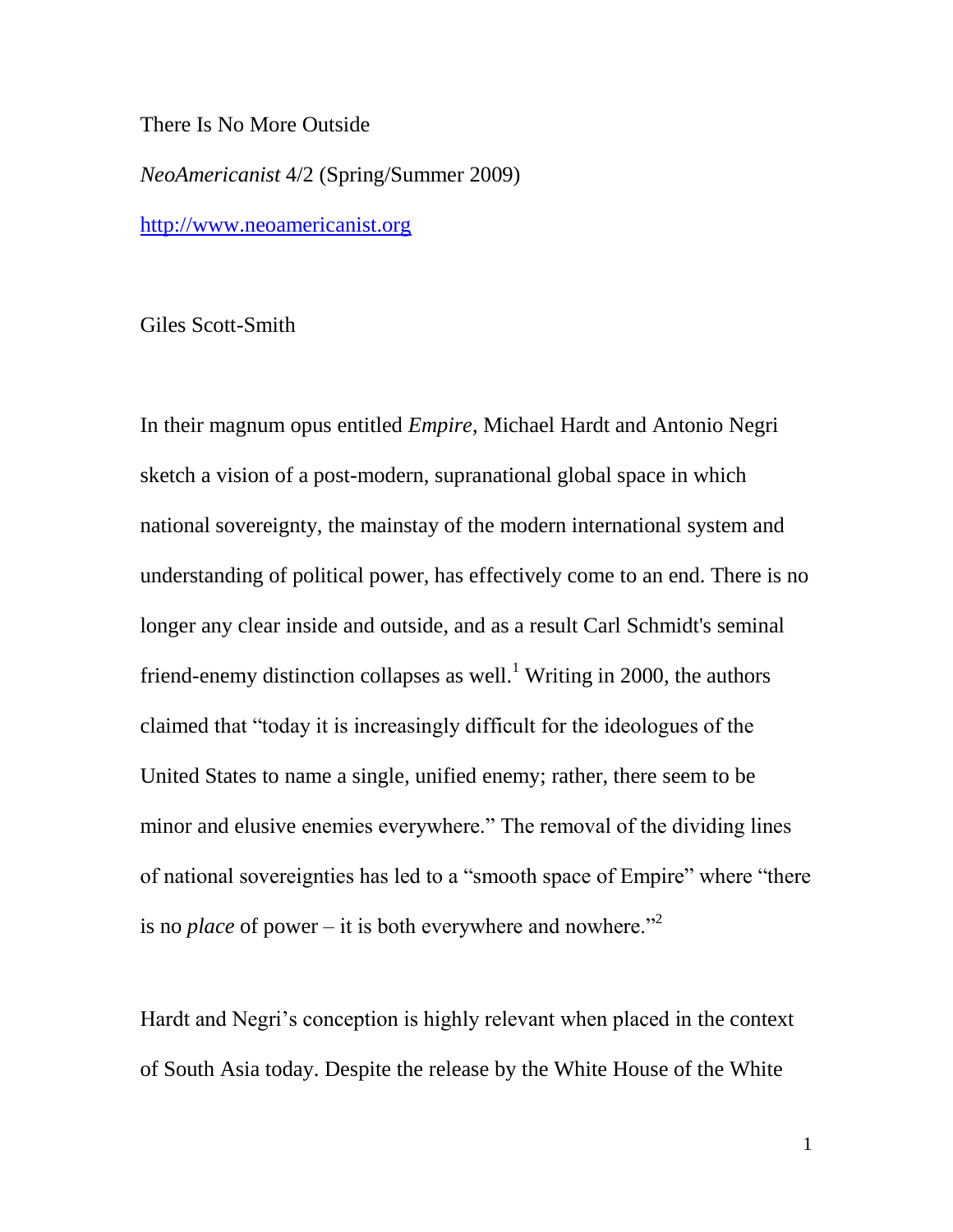There Is No More Outside

*NeoAmericanist* 4/2 (Spring/Summer 2009)

http://www.neoamericanist.org

Giles Scott-Smith

In their magnum opus entitled *Empire*, Michael Hardt and Antonio Negri sketch a vision of a post-modern, supranational global space in which national sovereignty, the mainstay of the modern international system and understanding of political power, has effectively come to an end. There is no longer any clear inside and outside, and as a result Carl Schmidt's seminal friend-enemy distinction collapses as well.[1] Writing in 2000, the authors claimed that "today it is increasingly difficult for the ideologues of the United States to name a single, unified enemy; rather, there seem to be minor and elusive enemies everywhere." The removal of the dividing lines of national sovereignties has led to a "smooth space of Empire" where "there is no *place* of power – it is both everywhere and nowhere."[2]

Hardt and Negri's conception is highly relevant when placed in the context of South Asia today. Despite the release by the White House of the White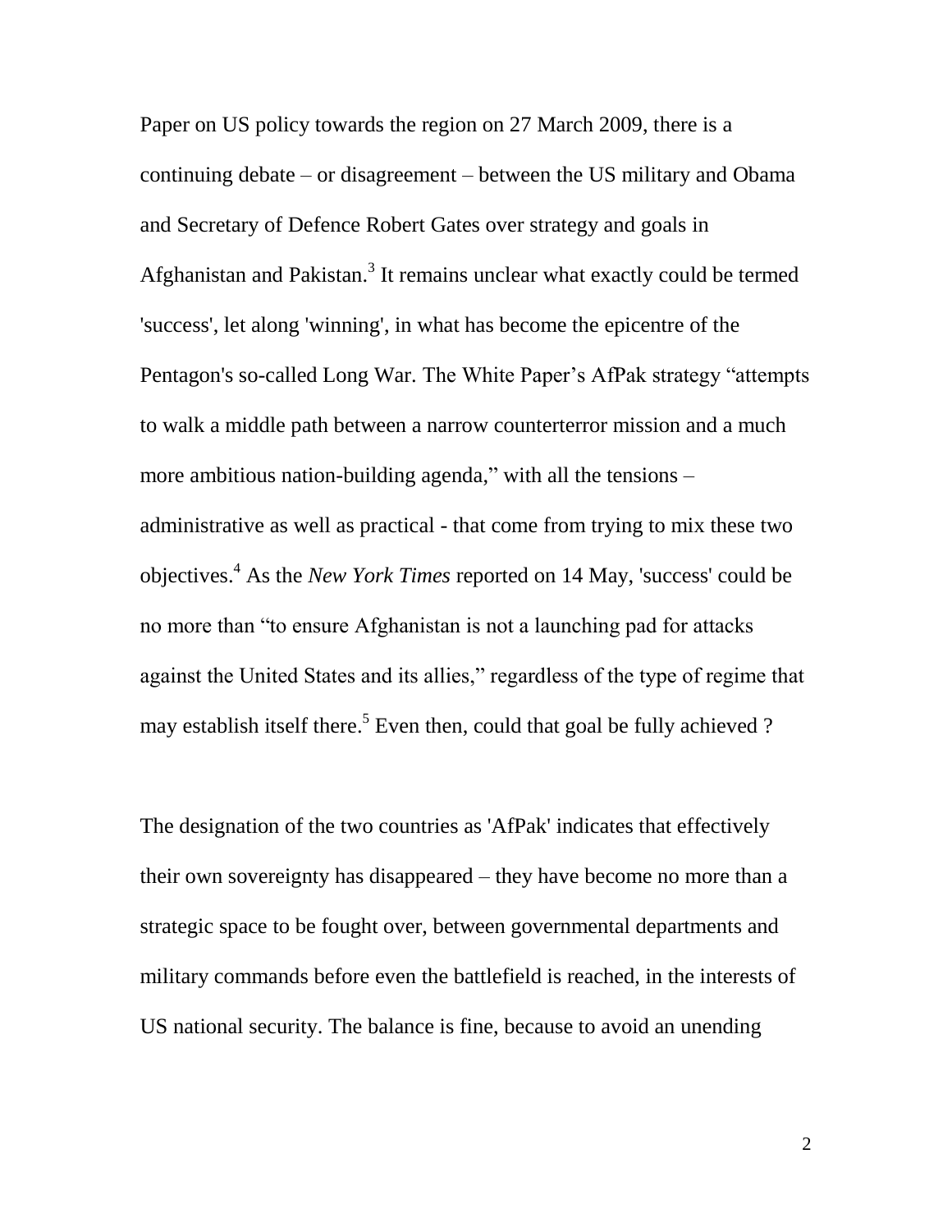Paper on US policy towards the region on 27 March 2009, there is a continuing debate – or disagreement – between the US military and Obama and Secretary of Defence Robert Gates over strategy and goals in Afghanistan and Pakistan.[3] It remains unclear what exactly could be termed 'success', let along 'winning', in what has become the epicentre of the Pentagon's so-called Long War. The White Paper's AfPak strategy "attempts to walk a middle path between a narrow counterterror mission and a much more ambitious nation-building agenda," with all the tensions – administrative as well as practical - that come from trying to mix these two objectives.[4] As the *New York Times* reported on 14 May, 'success' could be no more than "to ensure Afghanistan is not a launching pad for attacks against the United States and its allies," regardless of the type of regime that may establish itself there.[5] Even then, could that goal be fully achieved ?

The designation of the two countries as 'AfPak' indicates that effectively their own sovereignty has disappeared – they have become no more than a strategic space to be fought over, between governmental departments and military commands before even the battlefield is reached, in the interests of US national security. The balance is fine, because to avoid an unending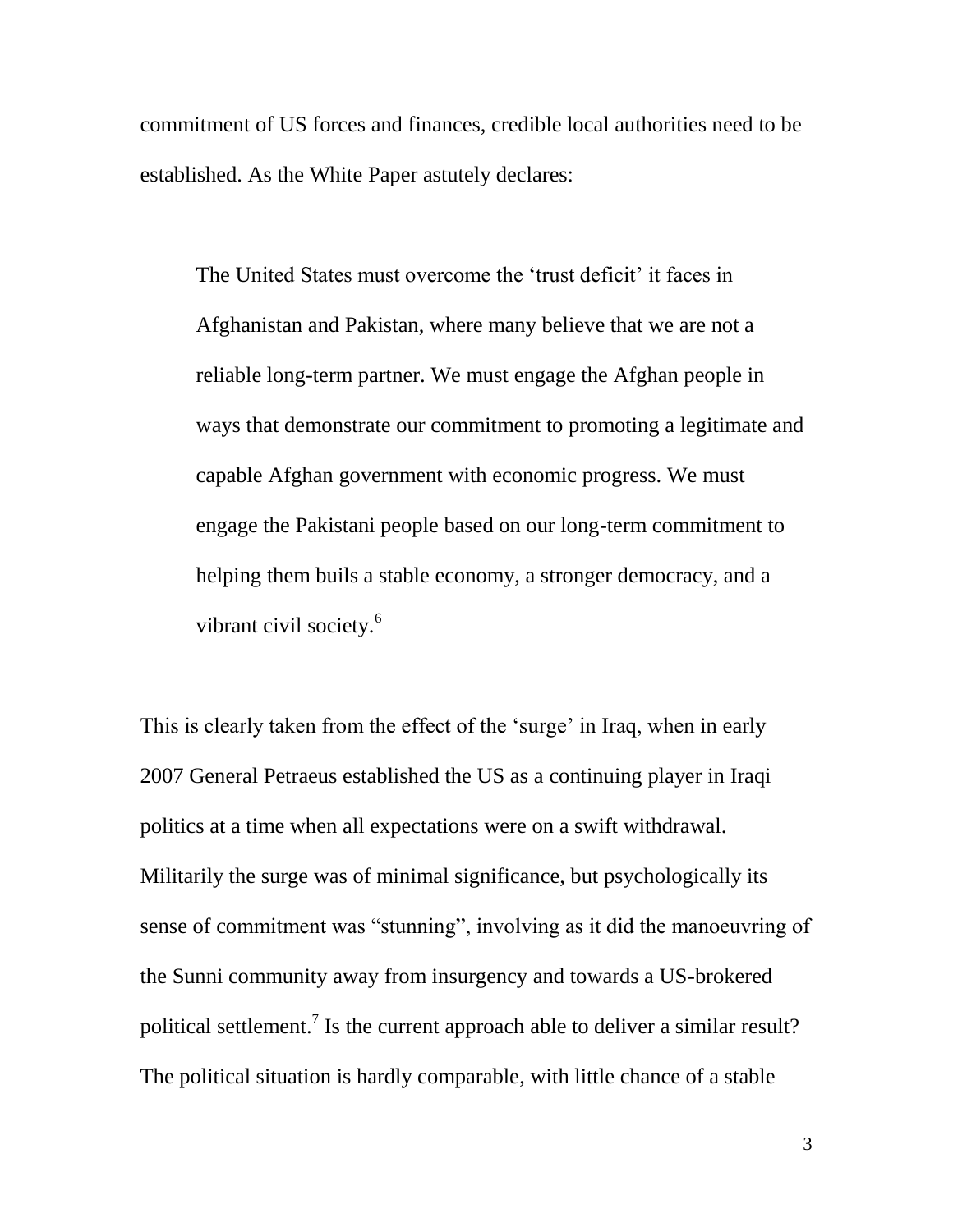commitment of US forces and finances, credible local authorities need to be established. As the White Paper astutely declares:

> The United States must overcome the 'trust deficit' it faces in Afghanistan and Pakistan, where many believe that we are not a reliable long-term partner. We must engage the Afghan people in ways that demonstrate our commitment to promoting a legitimate and capable Afghan government with economic progress. We must engage the Pakistani people based on our long-term commitment to helping them buils a stable economy, a stronger democracy, and a vibrant civil society.[6]

This is clearly taken from the effect of the 'surge' in Iraq, when in early 2007 General Petraeus established the US as a continuing player in Iraqi politics at a time when all expectations were on a swift withdrawal. Militarily the surge was of minimal significance, but psychologically its sense of commitment was "stunning", involving as it did the manoeuvring of the Sunni community away from insurgency and towards a US-brokered political settlement.[7] Is the current approach able to deliver a similar result? The political situation is hardly comparable, with little chance of a stable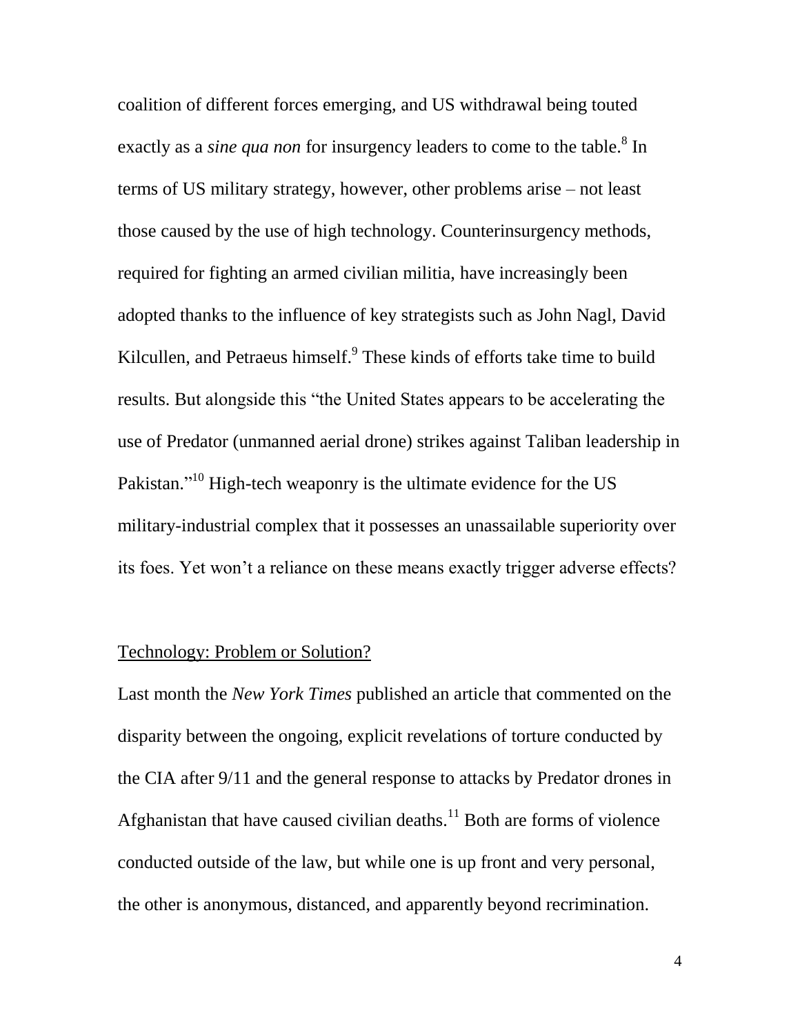coalition of different forces emerging, and US withdrawal being touted exactly as a *sine qua non* for insurgency leaders to come to the table.[8] In terms of US military strategy, however, other problems arise – not least those caused by the use of high technology. Counterinsurgency methods, required for fighting an armed civilian militia, have increasingly been adopted thanks to the influence of key strategists such as John Nagl, David Kilcullen, and Petraeus himself.[9] These kinds of efforts take time to build results. But alongside this "the United States appears to be accelerating the use of Predator (unmanned aerial drone) strikes against Taliban leadership in Pakistan."[10] High-tech weaponry is the ultimate evidence for the US military-industrial complex that it possesses an unassailable superiority over its foes. Yet won't a reliance on these means exactly trigger adverse effects?

## Technology: Problem or Solution?

Last month the *New York Times* published an article that commented on the disparity between the ongoing, explicit revelations of torture conducted by the CIA after 9/11 and the general response to attacks by Predator drones in Afghanistan that have caused civilian deaths.[11] Both are forms of violence conducted outside of the law, but while one is up front and very personal, the other is anonymous, distanced, and apparently beyond recrimination.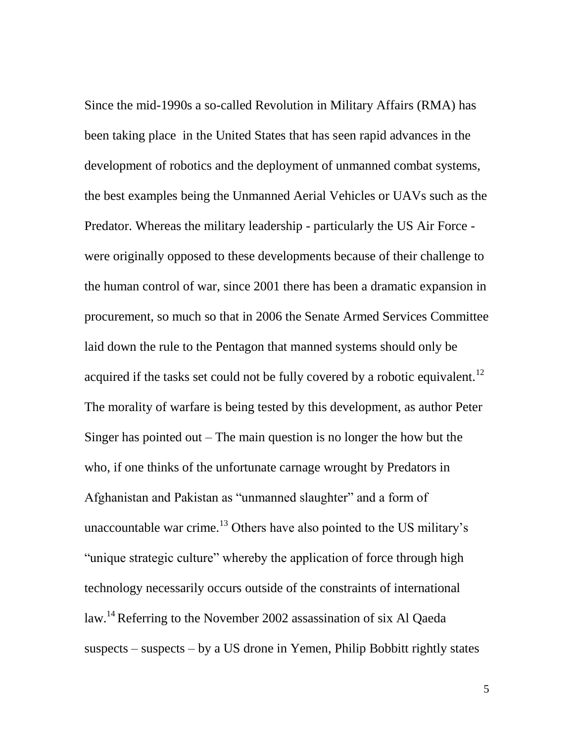Since the mid-1990s a so-called Revolution in Military Affairs (RMA) has been taking place in the United States that has seen rapid advances in the development of robotics and the deployment of unmanned combat systems, the best examples being the Unmanned Aerial Vehicles or UAVs such as the Predator. Whereas the military leadership - particularly the US Air Force - were originally opposed to these developments because of their challenge to the human control of war, since 2001 there has been a dramatic expansion in procurement, so much so that in 2006 the Senate Armed Services Committee laid down the rule to the Pentagon that manned systems should only be acquired if the tasks set could not be fully covered by a robotic equivalent.[12] The morality of warfare is being tested by this development, as author Peter Singer has pointed out – The main question is no longer the how but the who, if one thinks of the unfortunate carnage wrought by Predators in Afghanistan and Pakistan as "unmanned slaughter" and a form of unaccountable war crime.[13] Others have also pointed to the US military's "unique strategic culture" whereby the application of force through high technology necessarily occurs outside of the constraints of international law.[14] Referring to the November 2002 assassination of six Al Qaeda suspects – suspects – by a US drone in Yemen, Philip Bobbitt rightly states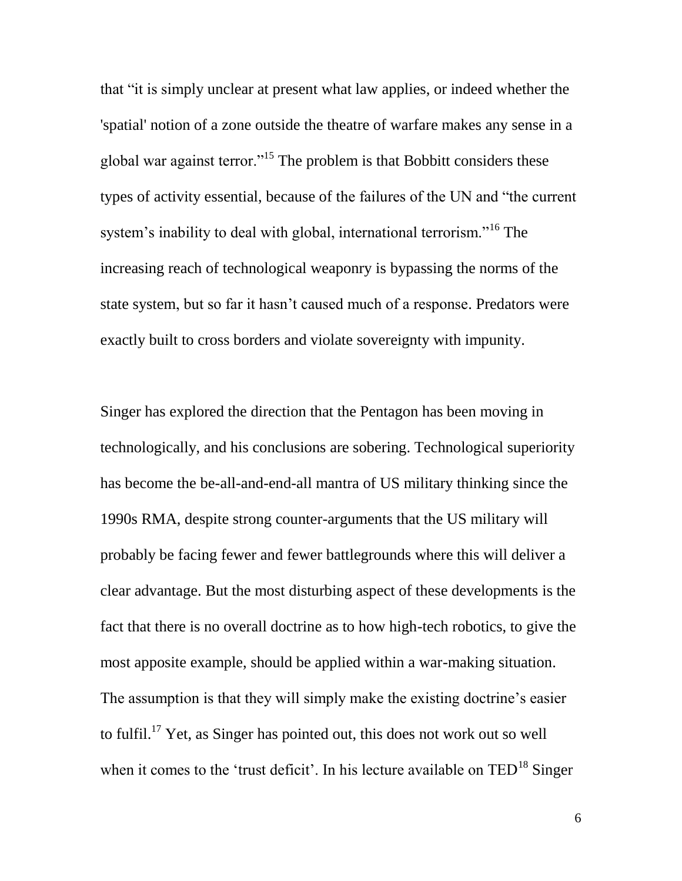that "it is simply unclear at present what law applies, or indeed whether the 'spatial' notion of a zone outside the theatre of warfare makes any sense in a global war against terror."[15] The problem is that Bobbitt considers these types of activity essential, because of the failures of the UN and "the current system's inability to deal with global, international terrorism."[16] The increasing reach of technological weaponry is bypassing the norms of the state system, but so far it hasn't caused much of a response. Predators were exactly built to cross borders and violate sovereignty with impunity.

Singer has explored the direction that the Pentagon has been moving in technologically, and his conclusions are sobering. Technological superiority has become the be-all-and-end-all mantra of US military thinking since the 1990s RMA, despite strong counter-arguments that the US military will probably be facing fewer and fewer battlegrounds where this will deliver a clear advantage. But the most disturbing aspect of these developments is the fact that there is no overall doctrine as to how high-tech robotics, to give the most apposite example, should be applied within a war-making situation. The assumption is that they will simply make the existing doctrine's easier to fulfil.[17] Yet, as Singer has pointed out, this does not work out so well when it comes to the 'trust deficit'. In his lecture available on TED[18] Singer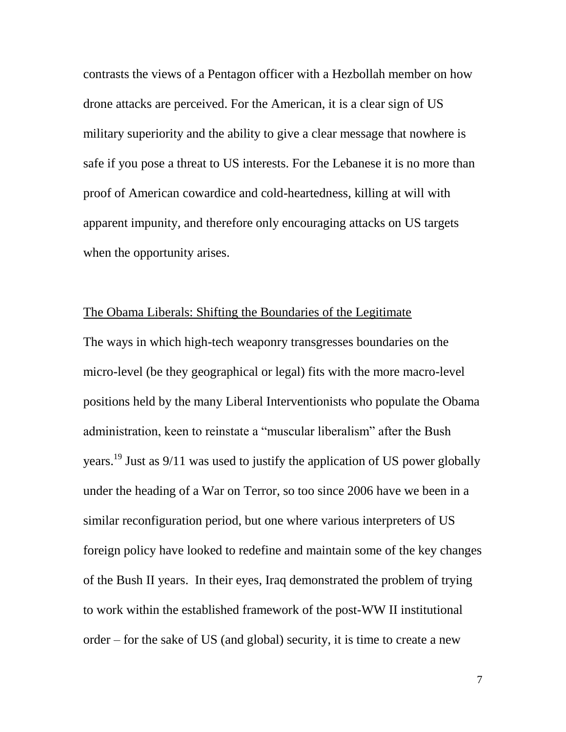contrasts the views of a Pentagon officer with a Hezbollah member on how drone attacks are perceived. For the American, it is a clear sign of US military superiority and the ability to give a clear message that nowhere is safe if you pose a threat to US interests. For the Lebanese it is no more than proof of American cowardice and cold-heartedness, killing at will with apparent impunity, and therefore only encouraging attacks on US targets when the opportunity arises.

## The Obama Liberals: Shifting the Boundaries of the Legitimate

The ways in which high-tech weaponry transgresses boundaries on the micro-level (be they geographical or legal) fits with the more macro-level positions held by the many Liberal Interventionists who populate the Obama administration, keen to reinstate a "muscular liberalism" after the Bush years.[19] Just as 9/11 was used to justify the application of US power globally under the heading of a War on Terror, so too since 2006 have we been in a similar reconfiguration period, but one where various interpreters of US foreign policy have looked to redefine and maintain some of the key changes of the Bush II years. In their eyes, Iraq demonstrated the problem of trying to work within the established framework of the post-WW II institutional order – for the sake of US (and global) security, it is time to create a new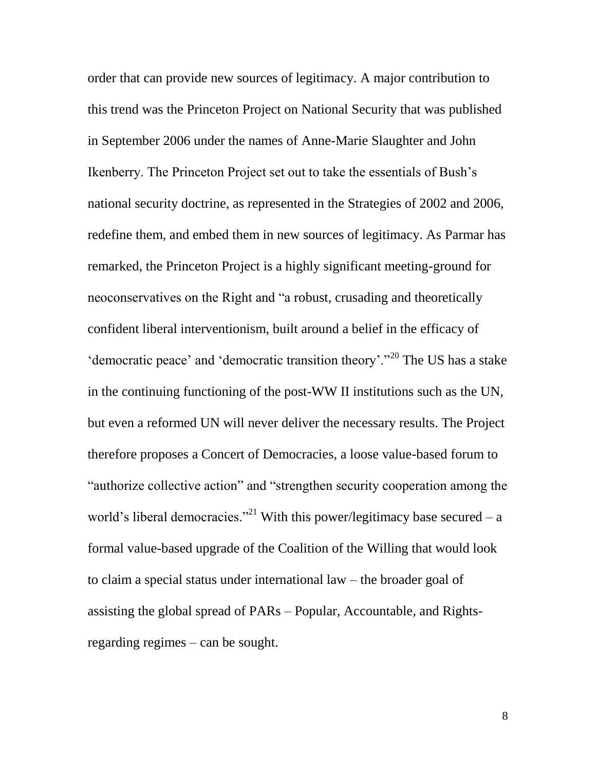order that can provide new sources of legitimacy. A major contribution to this trend was the Princeton Project on National Security that was published in September 2006 under the names of Anne-Marie Slaughter and John Ikenberry. The Princeton Project set out to take the essentials of Bush's national security doctrine, as represented in the Strategies of 2002 and 2006, redefine them, and embed them in new sources of legitimacy. As Parmar has remarked, the Princeton Project is a highly significant meeting-ground for neoconservatives on the Right and "a robust, crusading and theoretically confident liberal interventionism, built around a belief in the efficacy of 'democratic peace' and 'democratic transition theory'."[20] The US has a stake in the continuing functioning of the post-WW II institutions such as the UN, but even a reformed UN will never deliver the necessary results. The Project therefore proposes a Concert of Democracies, a loose value-based forum to "authorize collective action" and "strengthen security cooperation among the world's liberal democracies."[21] With this power/legitimacy base secured – a formal value-based upgrade of the Coalition of the Willing that would look to claim a special status under international law – the broader goal of assisting the global spread of PARs – Popular, Accountable, and Rights-regarding regimes – can be sought.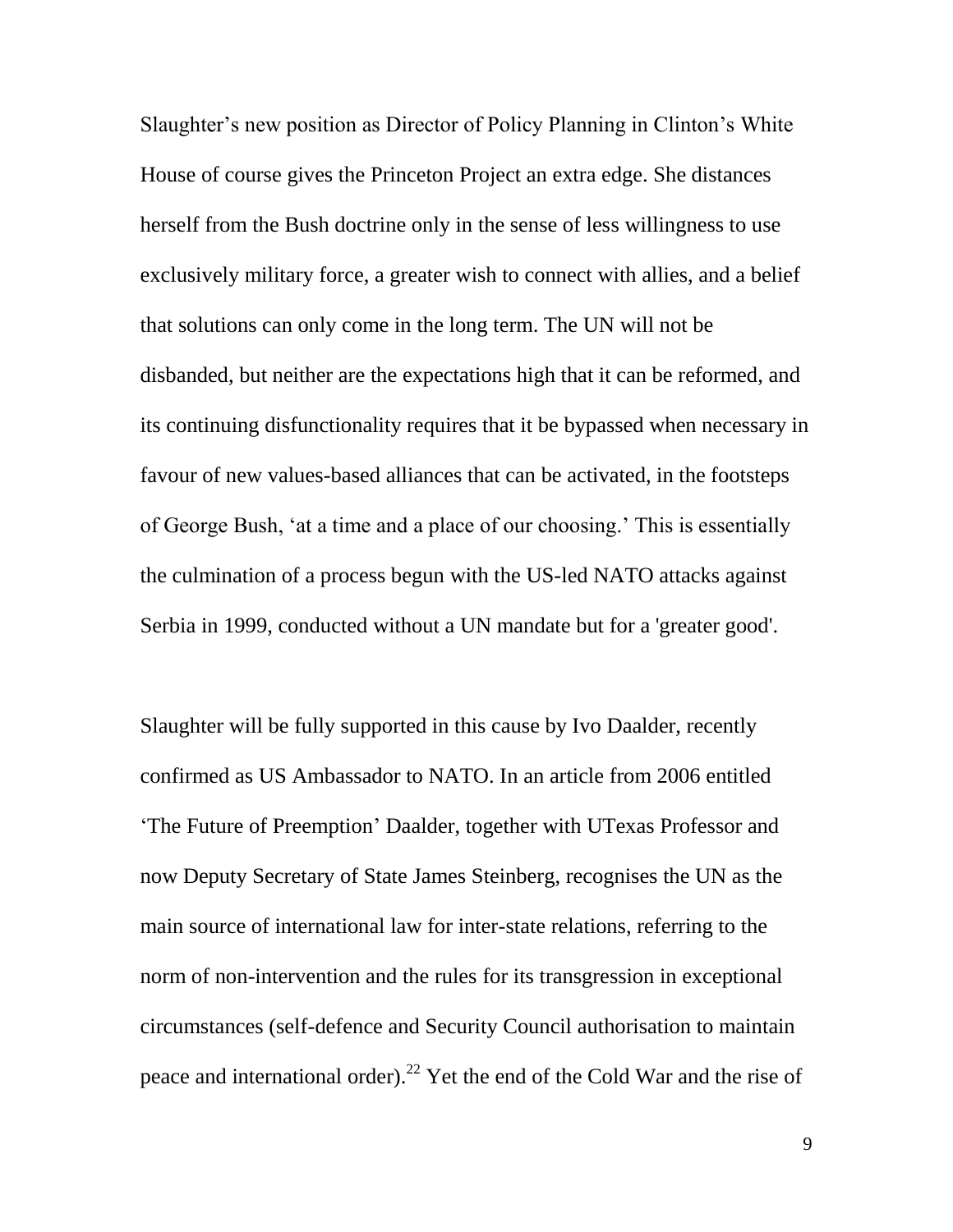Slaughter's new position as Director of Policy Planning in Clinton's White House of course gives the Princeton Project an extra edge. She distances herself from the Bush doctrine only in the sense of less willingness to use exclusively military force, a greater wish to connect with allies, and a belief that solutions can only come in the long term. The UN will not be disbanded, but neither are the expectations high that it can be reformed, and its continuing disfunctionality requires that it be bypassed when necessary in favour of new values-based alliances that can be activated, in the footsteps of George Bush, 'at a time and a place of our choosing.' This is essentially the culmination of a process begun with the US-led NATO attacks against Serbia in 1999, conducted without a UN mandate but for a 'greater good'.

Slaughter will be fully supported in this cause by Ivo Daalder, recently confirmed as US Ambassador to NATO. In an article from 2006 entitled 'The Future of Preemption' Daalder, together with UTexas Professor and now Deputy Secretary of State James Steinberg, recognises the UN as the main source of international law for inter-state relations, referring to the norm of non-intervention and the rules for its transgression in exceptional circumstances (self-defence and Security Council authorisation to maintain peace and international order).[22] Yet the end of the Cold War and the rise of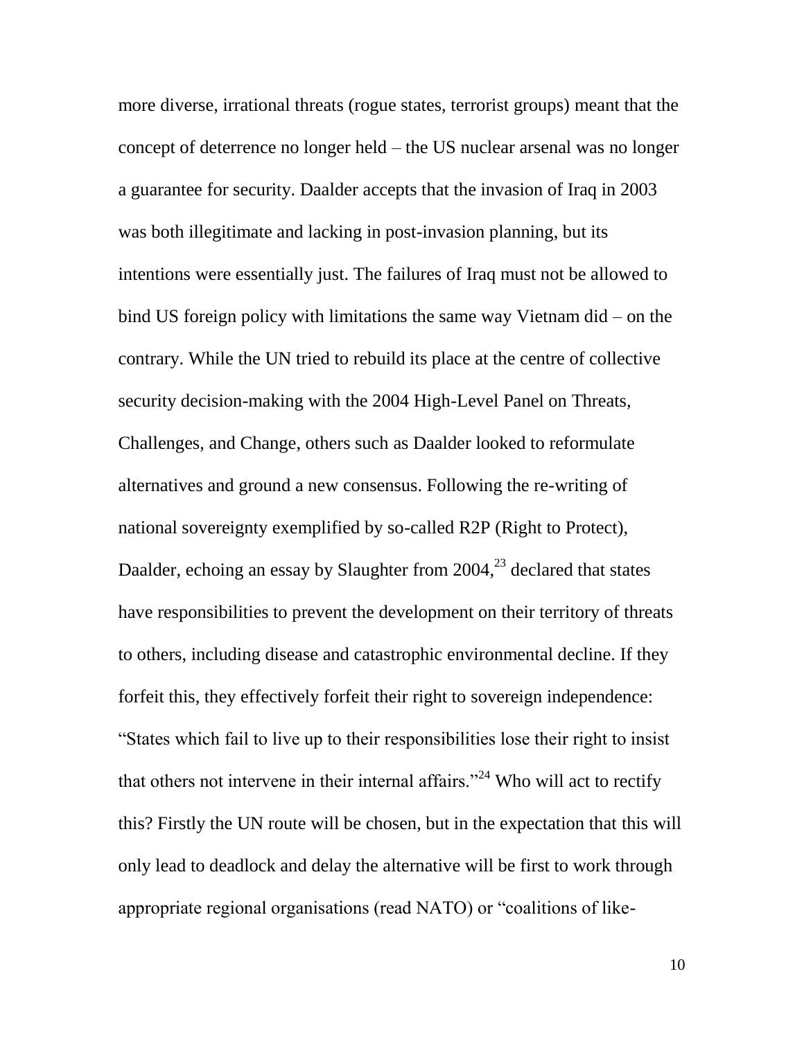more diverse, irrational threats (rogue states, terrorist groups) meant that the concept of deterrence no longer held – the US nuclear arsenal was no longer a guarantee for security. Daalder accepts that the invasion of Iraq in 2003 was both illegitimate and lacking in post-invasion planning, but its intentions were essentially just. The failures of Iraq must not be allowed to bind US foreign policy with limitations the same way Vietnam did – on the contrary. While the UN tried to rebuild its place at the centre of collective security decision-making with the 2004 High-Level Panel on Threats, Challenges, and Change, others such as Daalder looked to reformulate alternatives and ground a new consensus. Following the re-writing of national sovereignty exemplified by so-called R2P (Right to Protect), Daalder, echoing an essay by Slaughter from 2004,[23] declared that states have responsibilities to prevent the development on their territory of threats to others, including disease and catastrophic environmental decline. If they forfeit this, they effectively forfeit their right to sovereign independence: "States which fail to live up to their responsibilities lose their right to insist that others not intervene in their internal affairs."[24] Who will act to rectify this? Firstly the UN route will be chosen, but in the expectation that this will only lead to deadlock and delay the alternative will be first to work through appropriate regional organisations (read NATO) or "coalitions of like-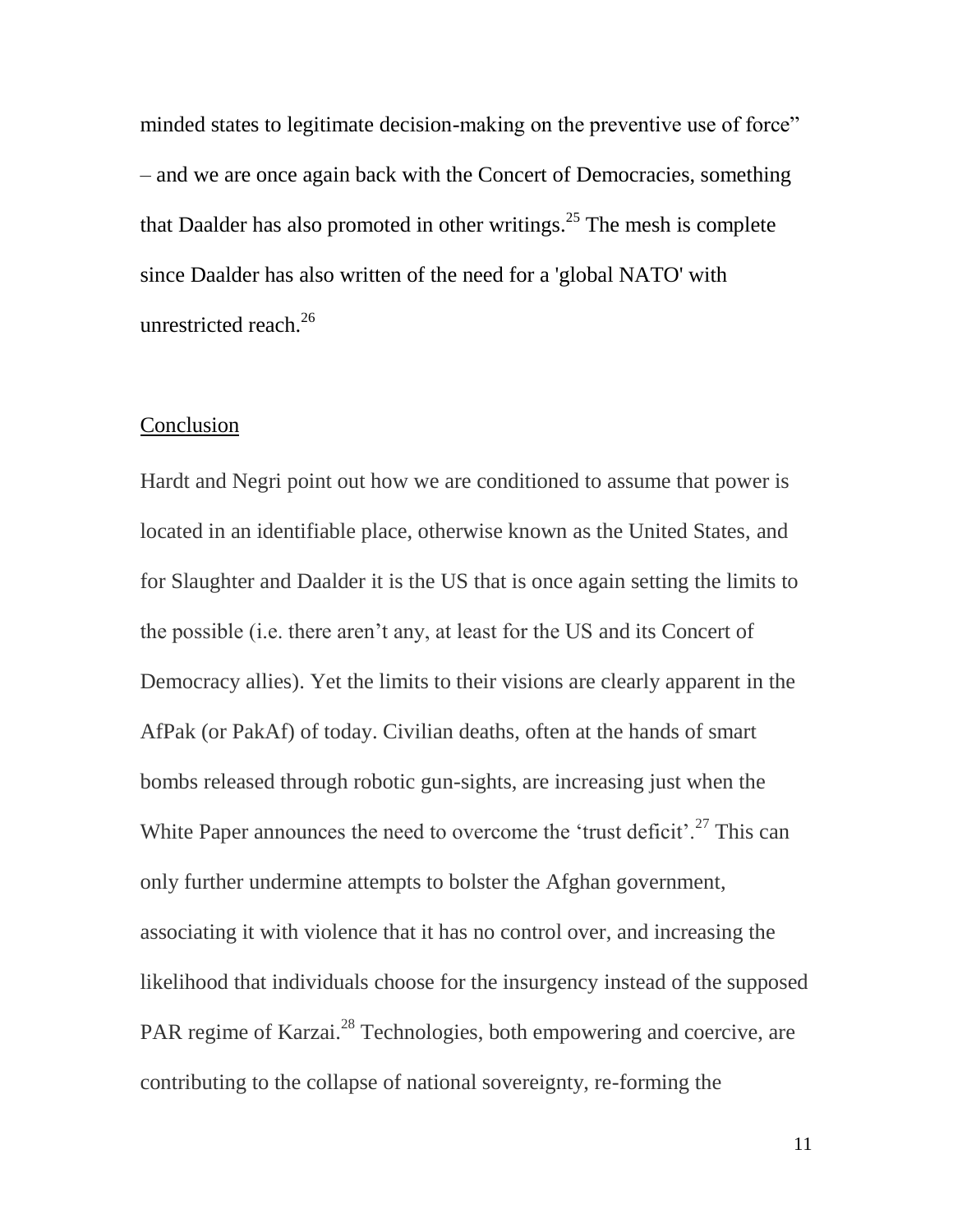minded states to legitimate decision-making on the preventive use of force" – and we are once again back with the Concert of Democracies, something that Daalder has also promoted in other writings.[25] The mesh is complete since Daalder has also written of the need for a 'global NATO' with unrestricted reach.[26]

## Conclusion

Hardt and Negri point out how we are conditioned to assume that power is located in an identifiable place, otherwise known as the United States, and for Slaughter and Daalder it is the US that is once again setting the limits to the possible (i.e. there aren't any, at least for the US and its Concert of Democracy allies). Yet the limits to their visions are clearly apparent in the AfPak (or PakAf) of today. Civilian deaths, often at the hands of smart bombs released through robotic gun-sights, are increasing just when the White Paper announces the need to overcome the 'trust deficit'.[27] This can only further undermine attempts to bolster the Afghan government, associating it with violence that it has no control over, and increasing the likelihood that individuals choose for the insurgency instead of the supposed PAR regime of Karzai.[28] Technologies, both empowering and coercive, are contributing to the collapse of national sovereignty, re-forming the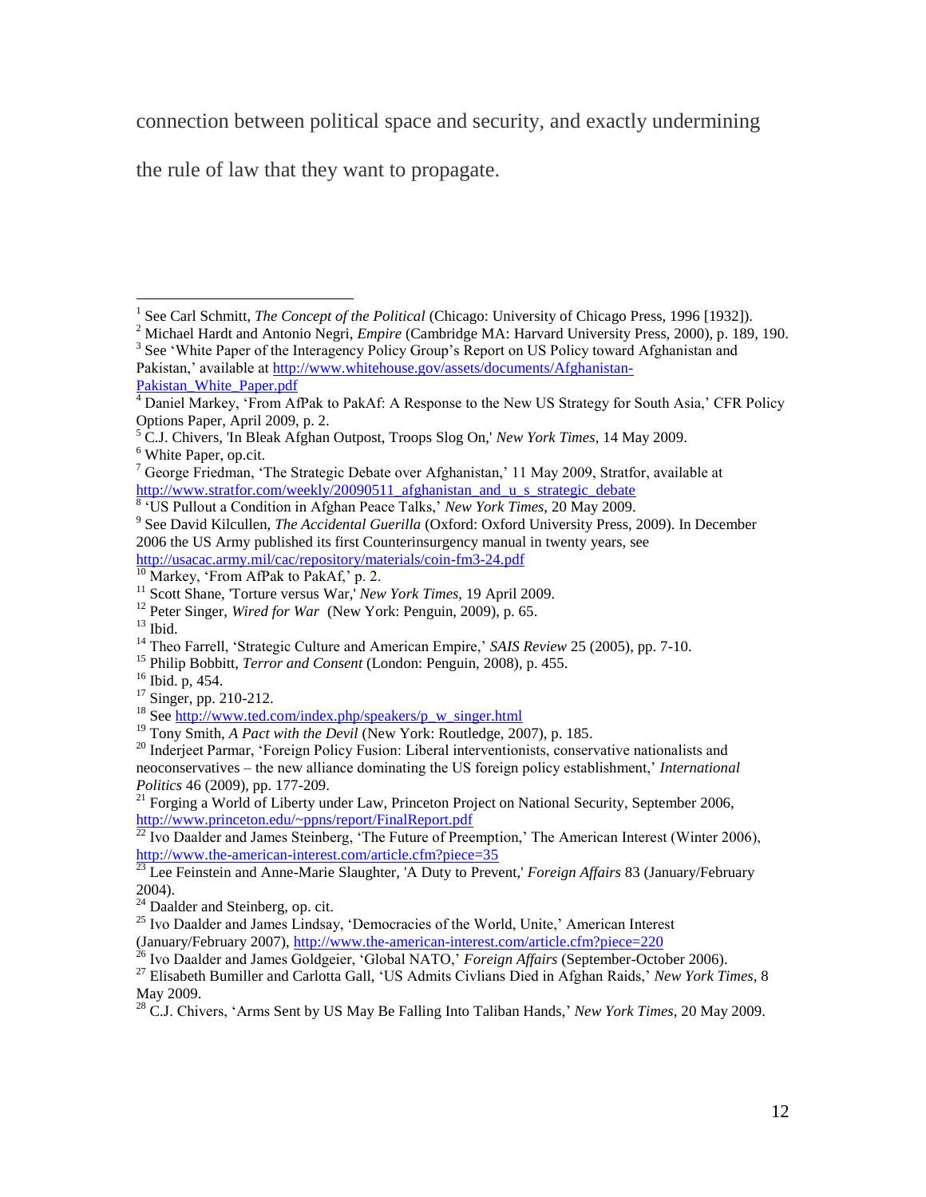connection between political space and security, and exactly undermining the rule of law that they want to propagate.

---

[1] See Carl Schmitt, *The Concept of the Political* (Chicago: University of Chicago Press, 1996 [1932]).

[2] Michael Hardt and Antonio Negri, *Empire* (Cambridge MA: Harvard University Press, 2000), p. 189, 190.

[3] See 'White Paper of the Interagency Policy Group's Report on US Policy toward Afghanistan and Pakistan,' available at http://www.whitehouse.gov/assets/documents/Afghanistan-Pakistan_White_Paper.pdf

[4] Daniel Markey, 'From AfPak to PakAf: A Response to the New US Strategy for South Asia,' CFR Policy Options Paper, April 2009, p. 2.

[5] C.J. Chivers, 'In Bleak Afghan Outpost, Troops Slog On,' *New York Times*, 14 May 2009.

[6] White Paper, op.cit.

[7] George Friedman, 'The Strategic Debate over Afghanistan,' 11 May 2009, Stratfor, available at http://www.stratfor.com/weekly/20090511_afghanistan_and_u_s_strategic_debate

[8] 'US Pullout a Condition in Afghan Peace Talks,' *New York Times*, 20 May 2009.

[9] See David Kilcullen, *The Accidental Guerilla* (Oxford: Oxford University Press, 2009). In December 2006 the US Army published its first Counterinsurgency manual in twenty years, see http://usacac.army.mil/cac/repository/materials/coin-fm3-24.pdf

[10] Markey, 'From AfPak to PakAf,' p. 2.

[11] Scott Shane, 'Torture versus War,' *New York Times*, 19 April 2009.

[12] Peter Singer, *Wired for War* (New York: Penguin, 2009), p. 65.

[13] Ibid.

[14] Theo Farrell, 'Strategic Culture and American Empire,' *SAIS Review* 25 (2005), pp. 7-10.

[15] Philip Bobbitt, *Terror and Consent* (London: Penguin, 2008), p. 455.

[16] Ibid. p, 454.

[17] Singer, pp. 210-212.

[18] See http://www.ted.com/index.php/speakers/p_w_singer.html

[19] Tony Smith, *A Pact with the Devil* (New York: Routledge, 2007), p. 185.

[20] Inderjeet Parmar, 'Foreign Policy Fusion: Liberal interventionists, conservative nationalists and neoconservatives – the new alliance dominating the US foreign policy establishment,' *International Politics* 46 (2009), pp. 177-209.

[21] Forging a World of Liberty under Law, Princeton Project on National Security, September 2006, http://www.princeton.edu/~ppns/report/FinalReport.pdf

[22] Ivo Daalder and James Steinberg, 'The Future of Preemption,' The American Interest (Winter 2006), http://www.the-american-interest.com/article.cfm?piece=35

[23] Lee Feinstein and Anne-Marie Slaughter, 'A Duty to Prevent,' *Foreign Affairs* 83 (January/February 2004).

[24] Daalder and Steinberg, op. cit.

[25] Ivo Daalder and James Lindsay, 'Democracies of the World, Unite,' American Interest (January/February 2007), http://www.the-american-interest.com/article.cfm?piece=220

[26] Ivo Daalder and James Goldgeier, 'Global NATO,' *Foreign Affairs* (September-October 2006).

[27] Elisabeth Bumiller and Carlotta Gall, 'US Admits Civlians Died in Afghan Raids,' *New York Times*, 8 May 2009.

[28] C.J. Chivers, 'Arms Sent by US May Be Falling Into Taliban Hands,' *New York Times*, 20 May 2009.